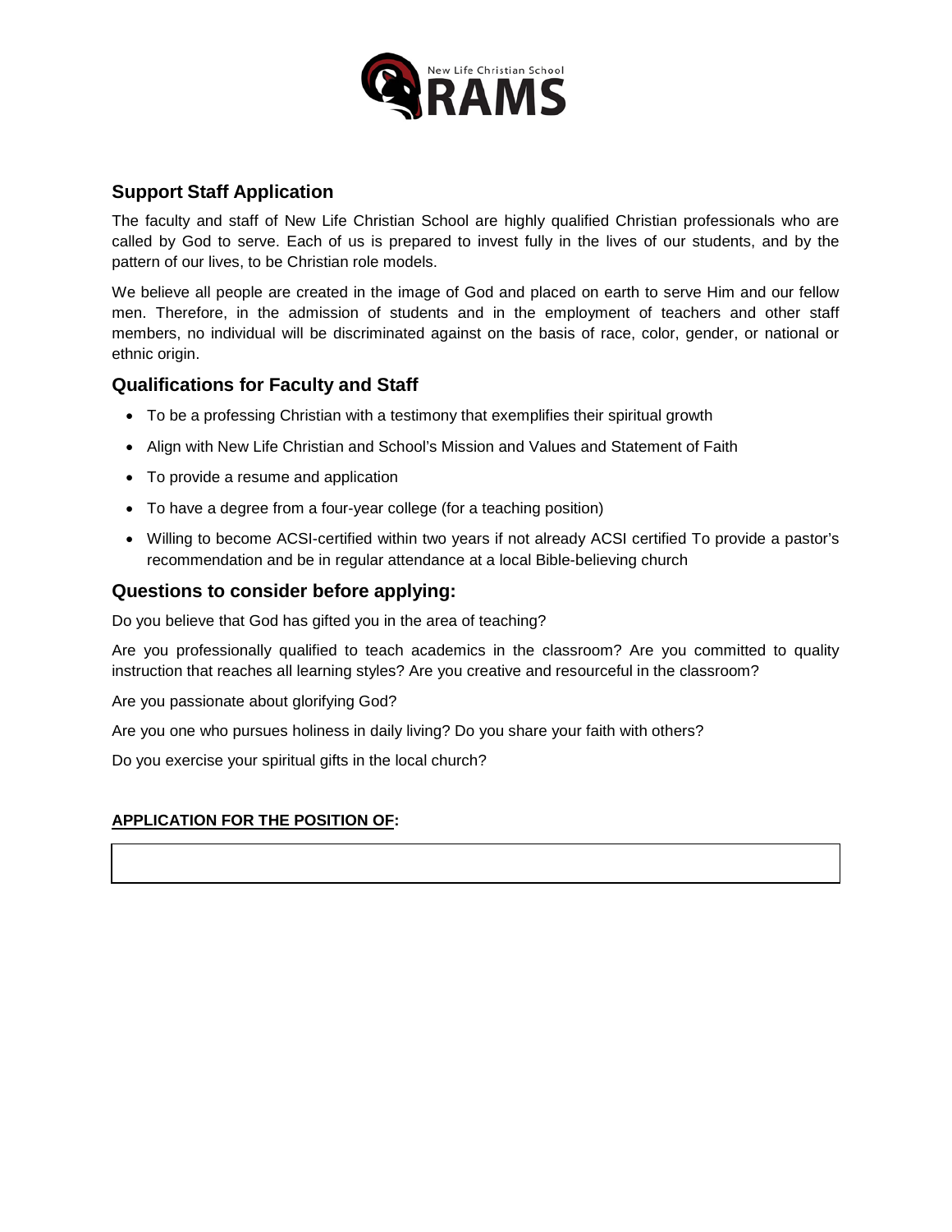New Life Christian School
RAMS

## Support Staff Application

The faculty and staff of New Life Christian School are highly qualified Christian professionals who are called by God to serve. Each of us is prepared to invest fully in the lives of our students, and by the pattern of our lives, to be Christian role models.

We believe all people are created in the image of God and placed on earth to serve Him and our fellow men. Therefore, in the admission of students and in the employment of teachers and other staff members, no individual will be discriminated against on the basis of race, color, gender, or national or ethnic origin.

## Qualifications for Faculty and Staff

- To be a professing Christian with a testimony that exemplifies their spiritual growth
- Align with New Life Christian and School's Mission and Values and Statement of Faith
- To provide a resume and application
- To have a degree from a four-year college (for a teaching position)
- Willing to become ACSI-certified within two years if not already ACSI certified To provide a pastor's recommendation and be in regular attendance at a local Bible-believing church

## Questions to consider before applying:

Do you believe that God has gifted you in the area of teaching?

Are you professionally qualified to teach academics in the classroom? Are you committed to quality instruction that reaches all learning styles? Are you creative and resourceful in the classroom?

Are you passionate about glorifying God?

Are you one who pursues holiness in daily living? Do you share your faith with others?

Do you exercise your spiritual gifts in the local church?

**APPLICATION FOR THE POSITION OF:**

| |
|---|
| |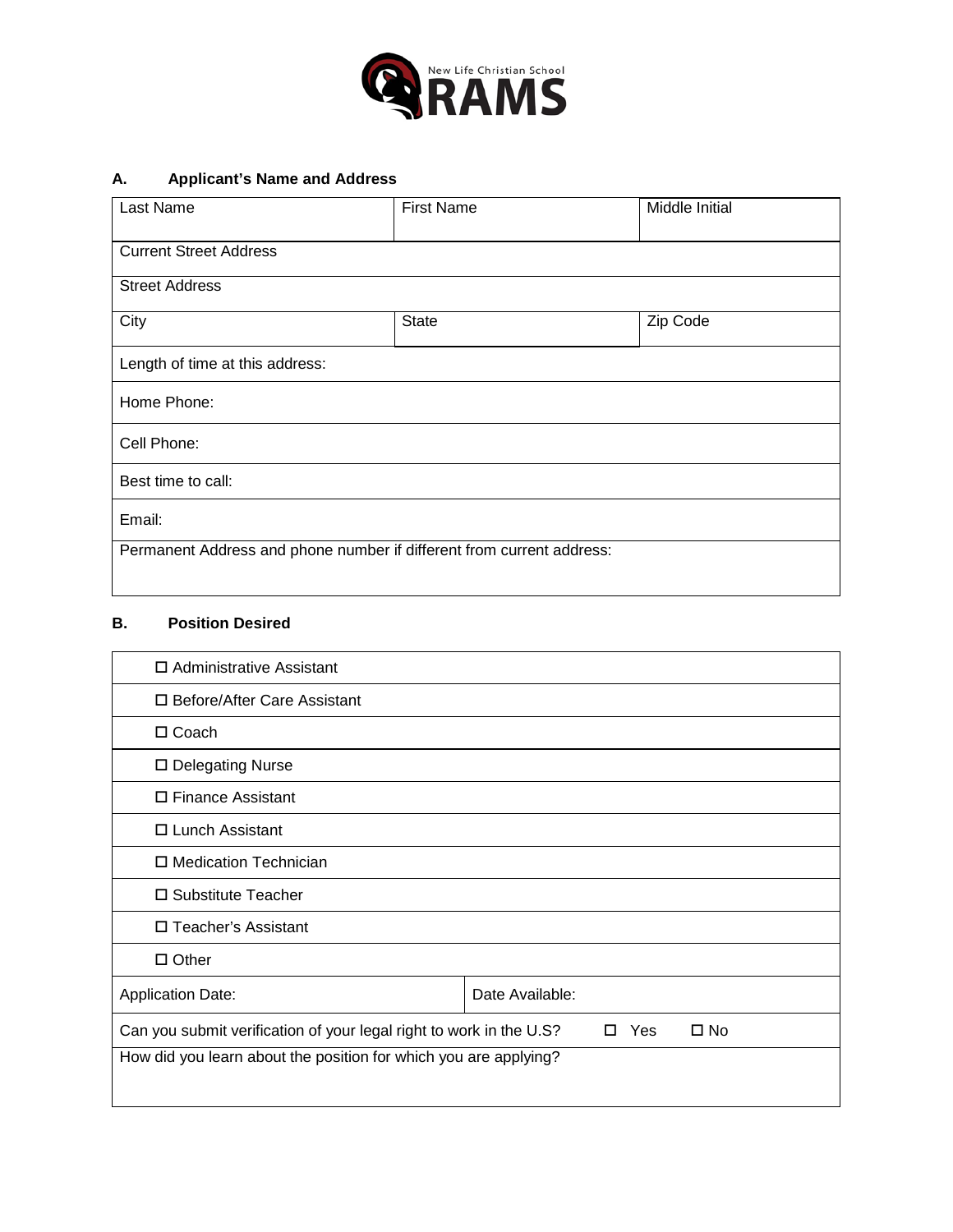New Life Christian School
RAMS

### A. Applicant's Name and Address

| Last Name | First Name | Middle Initial |
|---|---|---|
| Current Street Address | | |
| Street Address | | |
| City | State | Zip Code |
| Length of time at this address: | | |
| Home Phone: | | |
| Cell Phone: | | |
| Best time to call: | | |
| Email: | | |
| Permanent Address and phone number if different from current address: | | |

### B. Position Desired

| |
|---|
| ☐ Administrative Assistant |
| ☐ Before/After Care Assistant |
| ☐ Coach |
| ☐ Delegating Nurse |
| ☐ Finance Assistant |
| ☐ Lunch Assistant |
| ☐ Medication Technician |
| ☐ Substitute Teacher |
| ☐ Teacher's Assistant |
| ☐ Other |

| Application Date: | Date Available: |
|---|---|
| Can you submit verification of your legal right to work in the U.S? ☐ Yes ☐ No | |
| How did you learn about the position for which you are applying? | |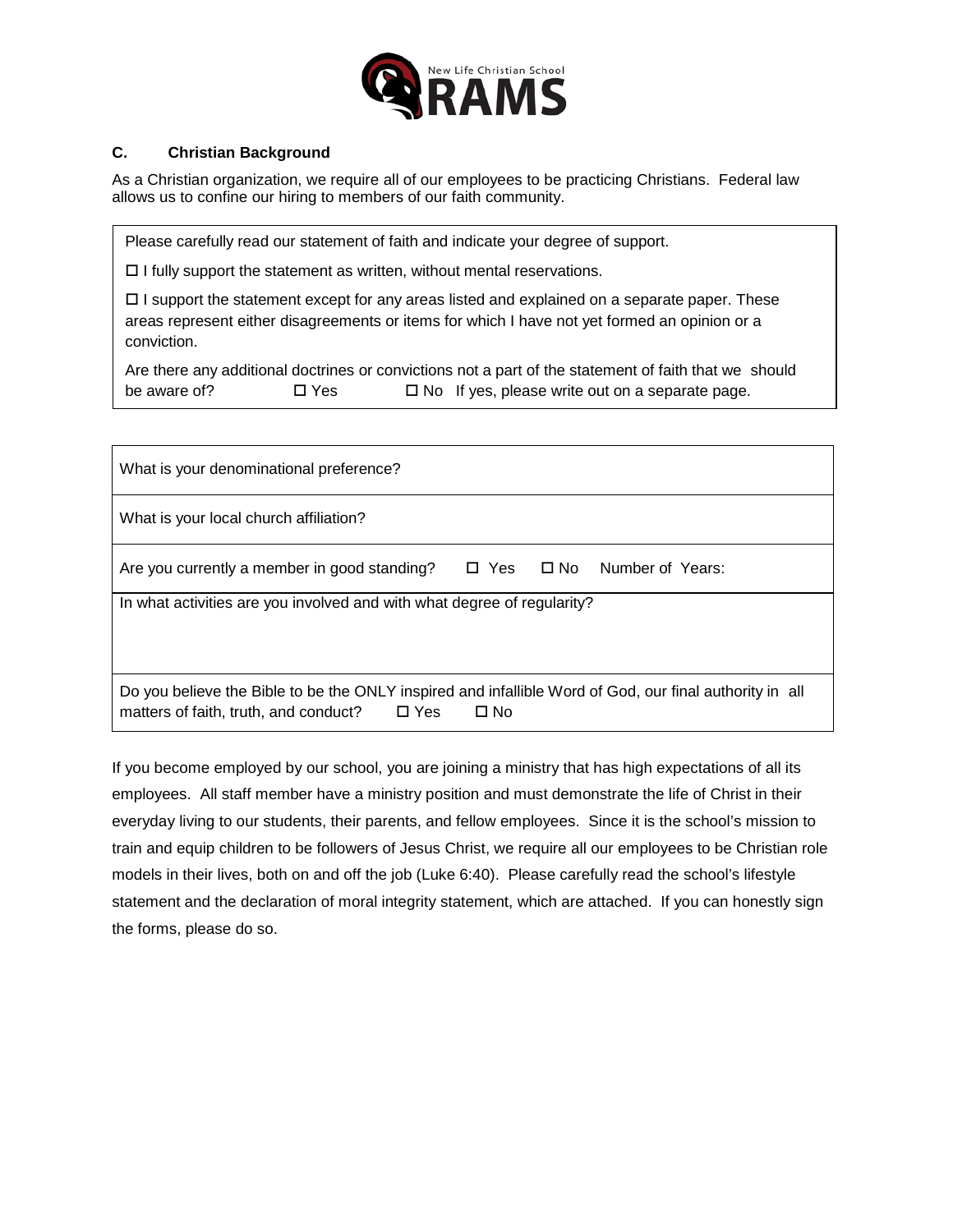### C. Christian Background

As a Christian organization, we require all of our employees to be practicing Christians. Federal law allows us to confine our hiring to members of our faith community.

Please carefully read our statement of faith and indicate your degree of support.

☐ I fully support the statement as written, without mental reservations.

☐ I support the statement except for any areas listed and explained on a separate paper. These areas represent either disagreements or items for which I have not yet formed an opinion or a conviction.

Are there any additional doctrines or convictions not a part of the statement of faith that we should be aware of? ☐ Yes ☐ No If yes, please write out on a separate page.

| |
|---|
| What is your denominational preference? |
| What is your local church affiliation? |
| Are you currently a member in good standing? ☐ Yes ☐ No Number of Years: |
| In what activities are you involved and with what degree of regularity? |
| Do you believe the Bible to be the ONLY inspired and infallible Word of God, our final authority in all matters of faith, truth, and conduct? ☐ Yes ☐ No |

If you become employed by our school, you are joining a ministry that has high expectations of all its employees. All staff member have a ministry position and must demonstrate the life of Christ in their everyday living to our students, their parents, and fellow employees. Since it is the school's mission to train and equip children to be followers of Jesus Christ, we require all our employees to be Christian role models in their lives, both on and off the job (Luke 6:40). Please carefully read the school's lifestyle statement and the declaration of moral integrity statement, which are attached. If you can honestly sign the forms, please do so.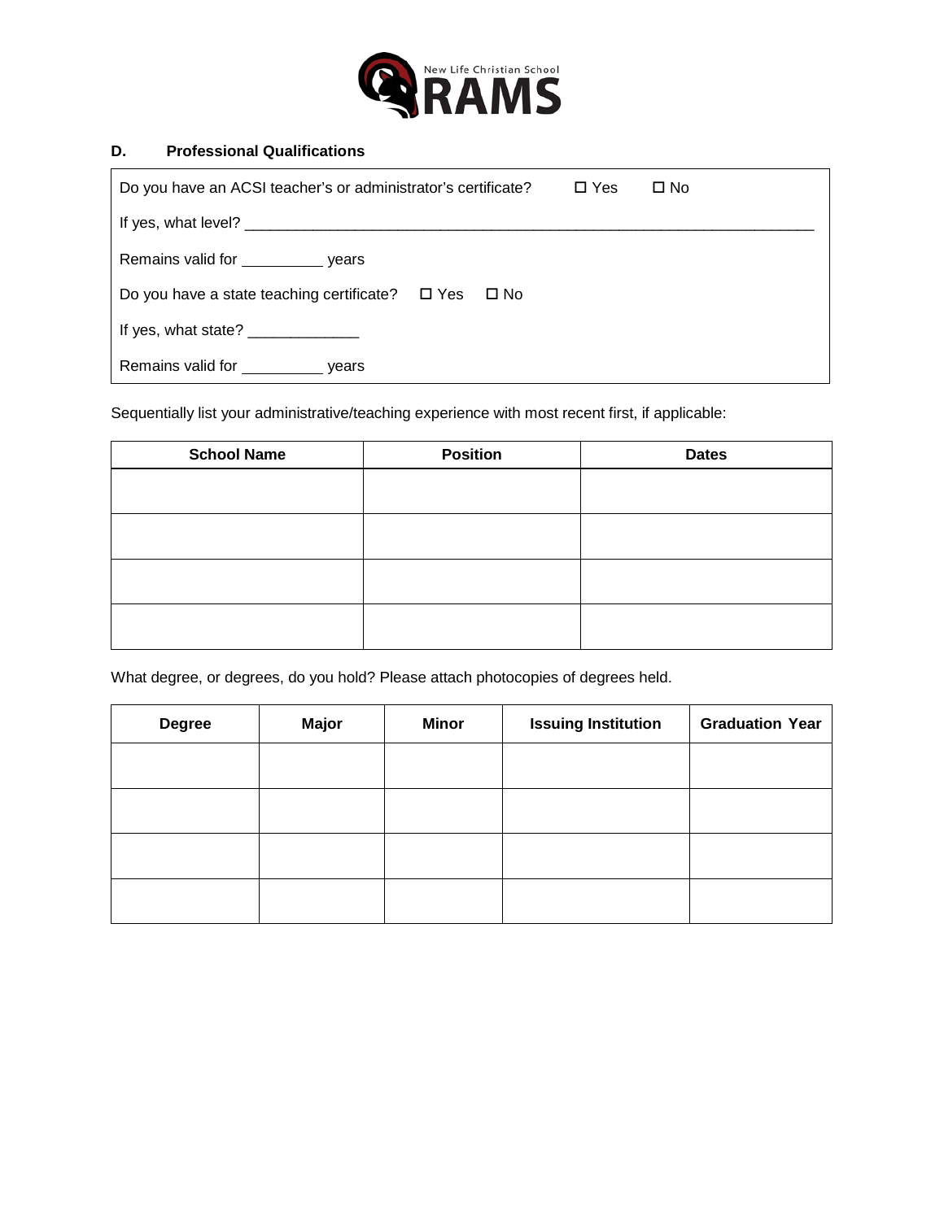## D. Professional Qualifications

Do you have an ACSI teacher's or administrator's certificate? ☐ Yes ☐ No

If yes, what level? ___________________________________________________________________

Remains valid for _________ years

Do you have a state teaching certificate? ☐ Yes ☐ No

If yes, what state? _____________

Remains valid for _________ years

Sequentially list your administrative/teaching experience with most recent first, if applicable:

| School Name | Position | Dates |
|---|---|---|
| | | |
| | | |
| | | |
| | | |

What degree, or degrees, do you hold? Please attach photocopies of degrees held.

| Degree | Major | Minor | Issuing Institution | Graduation Year |
|---|---|---|---|---|
| | | | | |
| | | | | |
| | | | | |
| | | | | |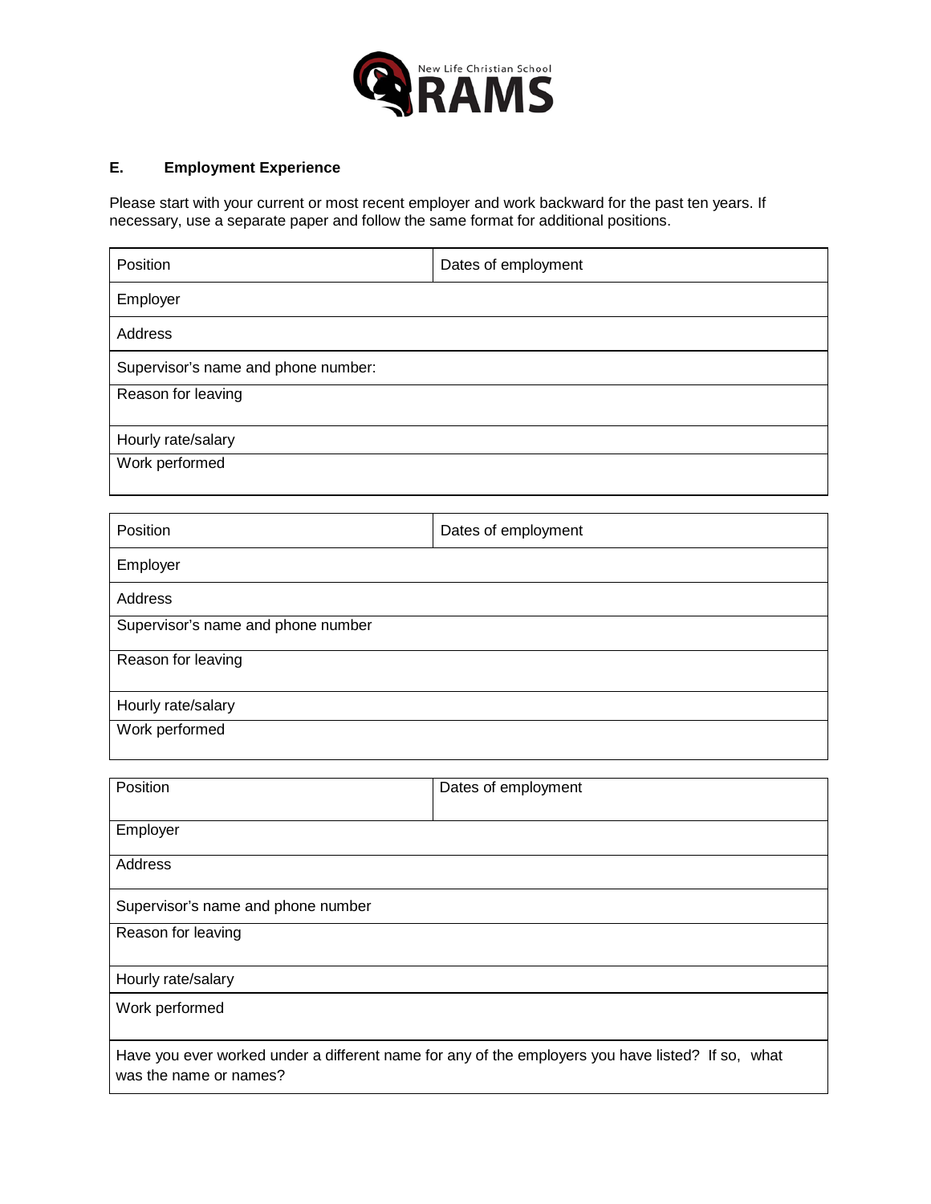New Life Christian School RAMS

### E. Employment Experience

Please start with your current or most recent employer and work backward for the past ten years. If necessary, use a separate paper and follow the same format for additional positions.

| Position | Dates of employment |
|---|---|
| Employer | |
| Address | |
| Supervisor's name and phone number: | |
| Reason for leaving | |
| Hourly rate/salary | |
| Work performed | |

| Position | Dates of employment |
|---|---|
| Employer | |
| Address | |
| Supervisor's name and phone number | |
| Reason for leaving | |
| Hourly rate/salary | |
| Work performed | |

| Position | Dates of employment |
|---|---|
| Employer | |
| Address | |
| Supervisor's name and phone number | |
| Reason for leaving | |
| Hourly rate/salary | |
| Work performed | |
| Have you ever worked under a different name for any of the employers you have listed? If so, what was the name or names? | |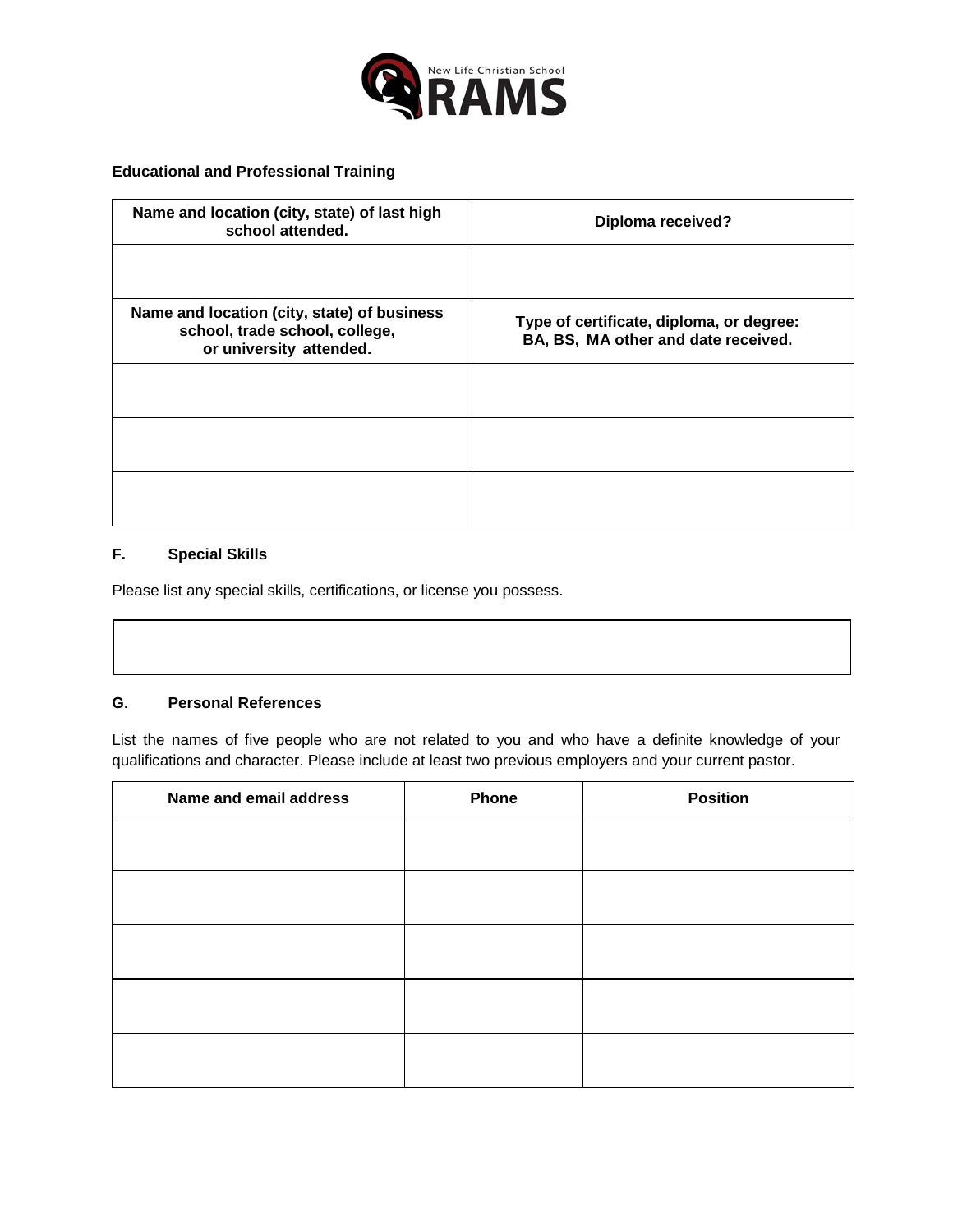**Educational and Professional Training**

| Name and location (city, state) of last high school attended. | Diploma received? |
|---|---|
| | |
| **Name and location (city, state) of business school, trade school, college, or university attended.** | **Type of certificate, diploma, or degree: BA, BS, MA other and date received.** |
| | |
| | |
| | |

### F. Special Skills

Please list any special skills, certifications, or license you possess.

| |
|---|
| |

### G. Personal References

List the names of five people who are not related to you and who have a definite knowledge of your qualifications and character. Please include at least two previous employers and your current pastor.

| Name and email address | Phone | Position |
|---|---|---|
| | | |
| | | |
| | | |
| | | |
| | | |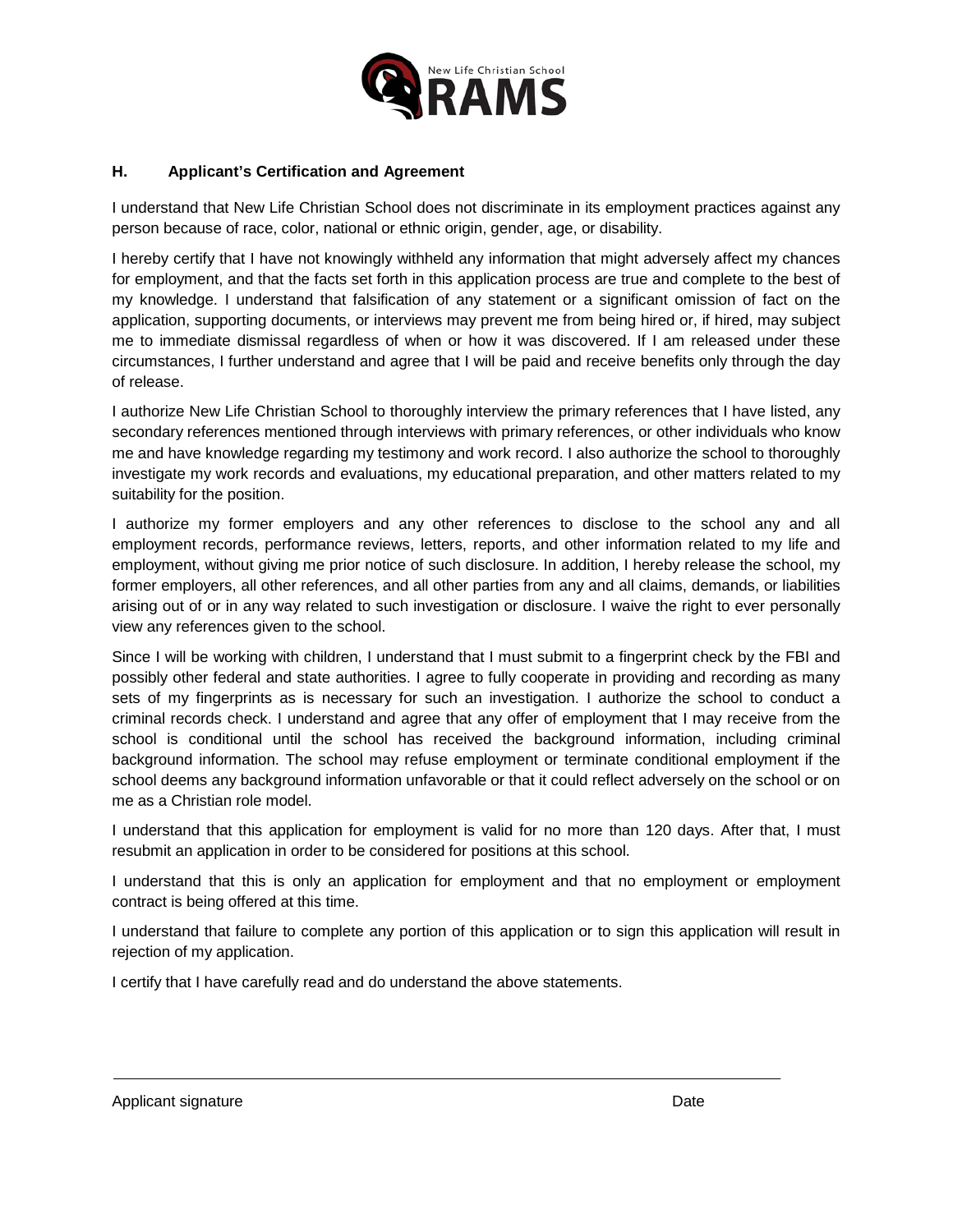### H. Applicant's Certification and Agreement

I understand that New Life Christian School does not discriminate in its employment practices against any person because of race, color, national or ethnic origin, gender, age, or disability.

I hereby certify that I have not knowingly withheld any information that might adversely affect my chances for employment, and that the facts set forth in this application process are true and complete to the best of my knowledge. I understand that falsification of any statement or a significant omission of fact on the application, supporting documents, or interviews may prevent me from being hired or, if hired, may subject me to immediate dismissal regardless of when or how it was discovered. If I am released under these circumstances, I further understand and agree that I will be paid and receive benefits only through the day of release.

I authorize New Life Christian School to thoroughly interview the primary references that I have listed, any secondary references mentioned through interviews with primary references, or other individuals who know me and have knowledge regarding my testimony and work record. I also authorize the school to thoroughly investigate my work records and evaluations, my educational preparation, and other matters related to my suitability for the position.

I authorize my former employers and any other references to disclose to the school any and all employment records, performance reviews, letters, reports, and other information related to my life and employment, without giving me prior notice of such disclosure. In addition, I hereby release the school, my former employers, all other references, and all other parties from any and all claims, demands, or liabilities arising out of or in any way related to such investigation or disclosure. I waive the right to ever personally view any references given to the school.

Since I will be working with children, I understand that I must submit to a fingerprint check by the FBI and possibly other federal and state authorities. I agree to fully cooperate in providing and recording as many sets of my fingerprints as is necessary for such an investigation. I authorize the school to conduct a criminal records check. I understand and agree that any offer of employment that I may receive from the school is conditional until the school has received the background information, including criminal background information. The school may refuse employment or terminate conditional employment if the school deems any background information unfavorable or that it could reflect adversely on the school or on me as a Christian role model.

I understand that this application for employment is valid for no more than 120 days. After that, I must resubmit an application in order to be considered for positions at this school.

I understand that this is only an application for employment and that no employment or employment contract is being offered at this time.

I understand that failure to complete any portion of this application or to sign this application will result in rejection of my application.

I certify that I have carefully read and do understand the above statements.

\_\_\_\_\_\_\_\_\_\_\_\_\_\_\_\_\_\_\_\_\_\_\_\_\_\_\_\_\_\_\_\_\_\_\_\_\_\_\_\_\_\_\_\_\_\_\_\_\_\_\_\_\_\_\_\_\_\_\_\_\_\_\_\_\_\_

Applicant signature                                                                                    Date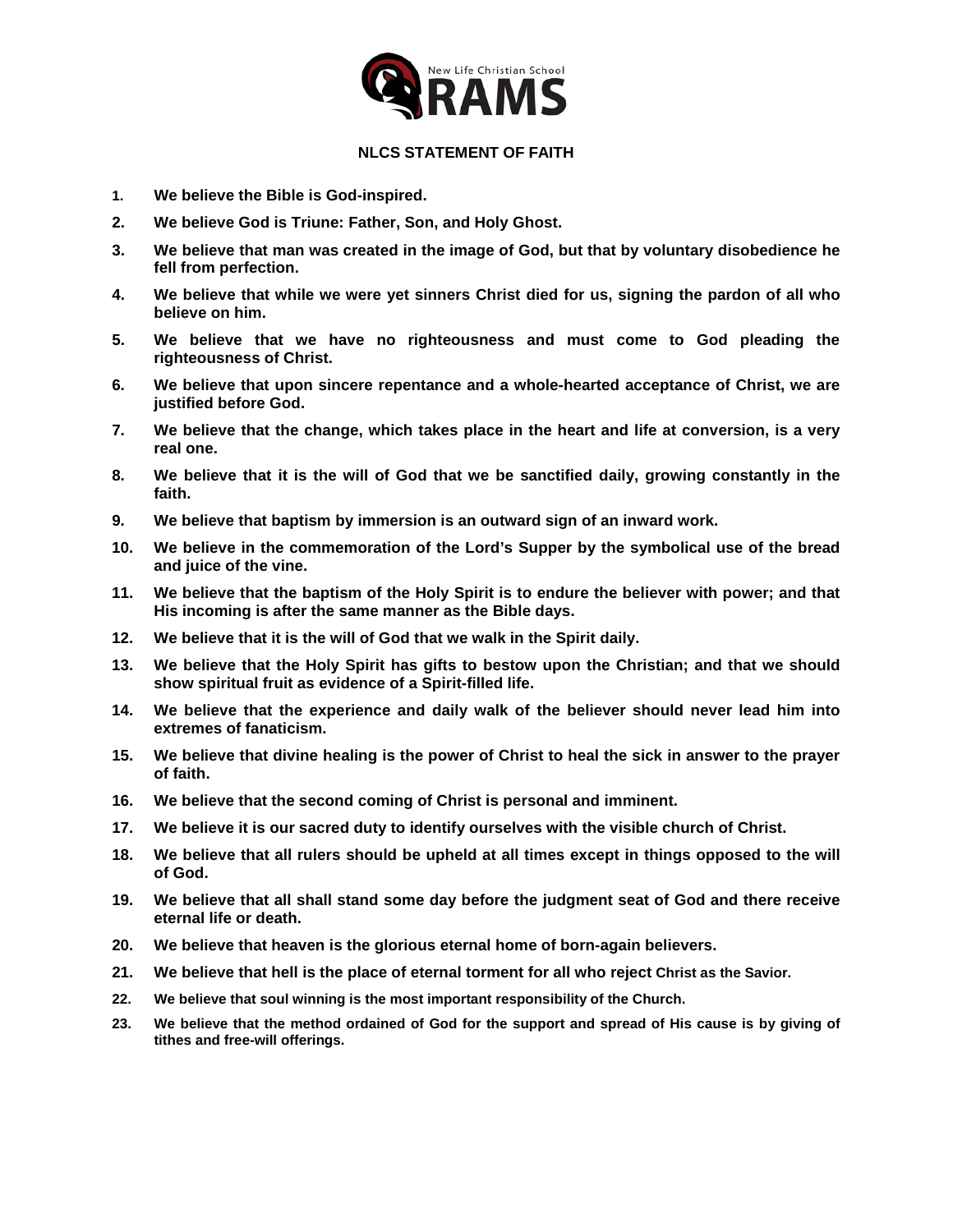## NLCS STATEMENT OF FAITH

1. **We believe the Bible is God-inspired.**
2. **We believe God is Triune: Father, Son, and Holy Ghost.**
3. **We believe that man was created in the image of God, but that by voluntary disobedience he fell from perfection.**
4. **We believe that while we were yet sinners Christ died for us, signing the pardon of all who believe on him.**
5. **We believe that we have no righteousness and must come to God pleading the righteousness of Christ.**
6. **We believe that upon sincere repentance and a whole-hearted acceptance of Christ, we are justified before God.**
7. **We believe that the change, which takes place in the heart and life at conversion, is a very real one.**
8. **We believe that it is the will of God that we be sanctified daily, growing constantly in the faith.**
9. **We believe that baptism by immersion is an outward sign of an inward work.**
10. **We believe in the commemoration of the Lord's Supper by the symbolical use of the bread and juice of the vine.**
11. **We believe that the baptism of the Holy Spirit is to endure the believer with power; and that His incoming is after the same manner as the Bible days.**
12. **We believe that it is the will of God that we walk in the Spirit daily.**
13. **We believe that the Holy Spirit has gifts to bestow upon the Christian; and that we should show spiritual fruit as evidence of a Spirit-filled life.**
14. **We believe that the experience and daily walk of the believer should never lead him into extremes of fanaticism.**
15. **We believe that divine healing is the power of Christ to heal the sick in answer to the prayer of faith.**
16. **We believe that the second coming of Christ is personal and imminent.**
17. **We believe it is our sacred duty to identify ourselves with the visible church of Christ.**
18. **We believe that all rulers should be upheld at all times except in things opposed to the will of God.**
19. **We believe that all shall stand some day before the judgment seat of God and there receive eternal life or death.**
20. **We believe that heaven is the glorious eternal home of born-again believers.**
21. **We believe that hell is the place of eternal torment for all who reject Christ as the Savior.**
22. **We believe that soul winning is the most important responsibility of the Church.**
23. **We believe that the method ordained of God for the support and spread of His cause is by giving of tithes and free-will offerings.**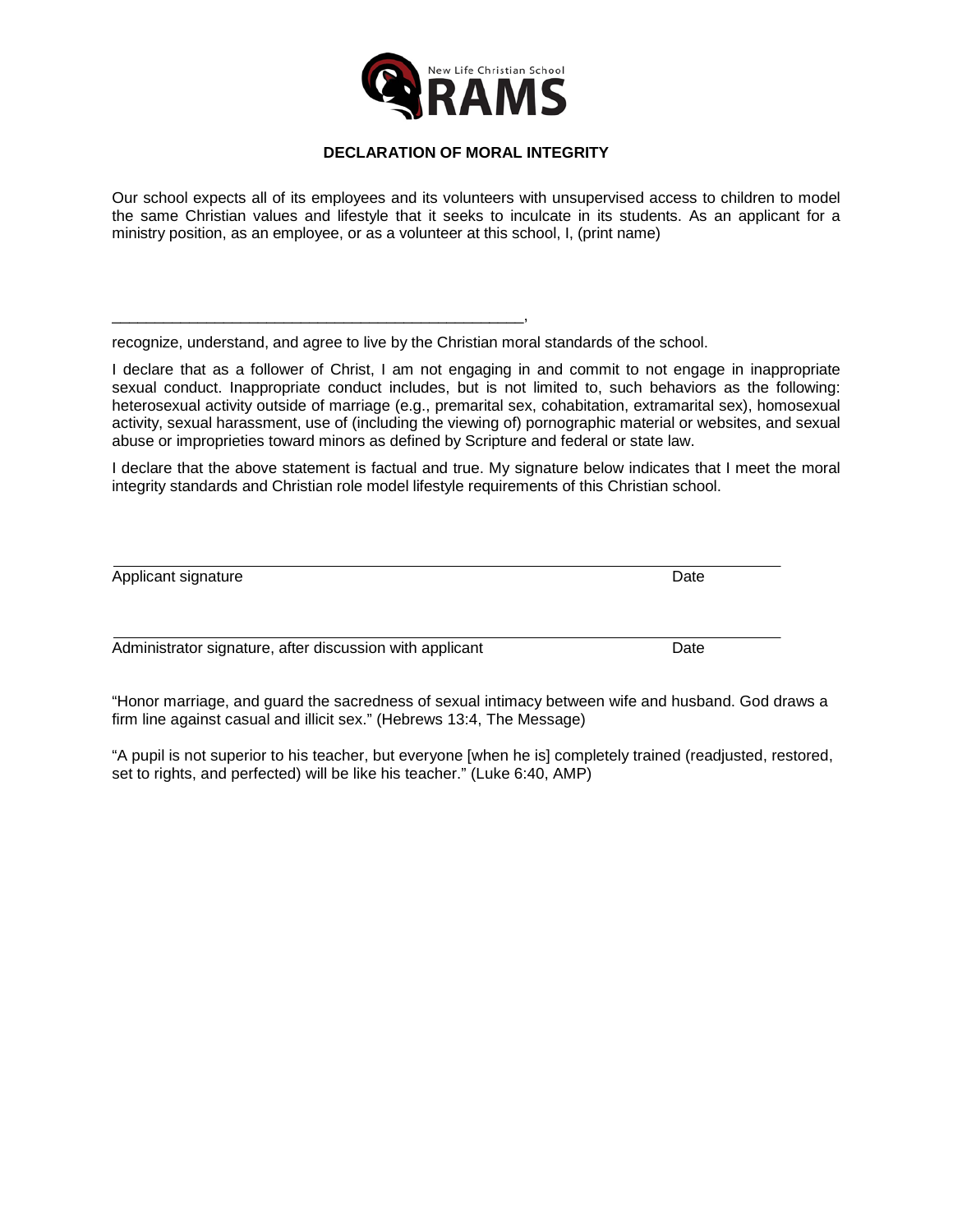New Life Christian School

RAMS

## DECLARATION OF MORAL INTEGRITY

Our school expects all of its employees and its volunteers with unsupervised access to children to model the same Christian values and lifestyle that it seeks to inculcate in its students. As an applicant for a ministry position, as an employee, or as a volunteer at this school, I, (print name)

_______________________________________________,

recognize, understand, and agree to live by the Christian moral standards of the school.

I declare that as a follower of Christ, I am not engaging in and commit to not engage in inappropriate sexual conduct. Inappropriate conduct includes, but is not limited to, such behaviors as the following: heterosexual activity outside of marriage (e.g., premarital sex, cohabitation, extramarital sex), homosexual activity, sexual harassment, use of (including the viewing of) pornographic material or websites, and sexual abuse or improprieties toward minors as defined by Scripture and federal or state law.

I declare that the above statement is factual and true. My signature below indicates that I meet the moral integrity standards and Christian role model lifestyle requirements of this Christian school.

_______________________________________________________________________________

Applicant signature Date

_______________________________________________________________________________

Administrator signature, after discussion with applicant Date

"Honor marriage, and guard the sacredness of sexual intimacy between wife and husband. God draws a firm line against casual and illicit sex." (Hebrews 13:4, The Message)

"A pupil is not superior to his teacher, but everyone [when he is] completely trained (readjusted, restored, set to rights, and perfected) will be like his teacher." (Luke 6:40, AMP)